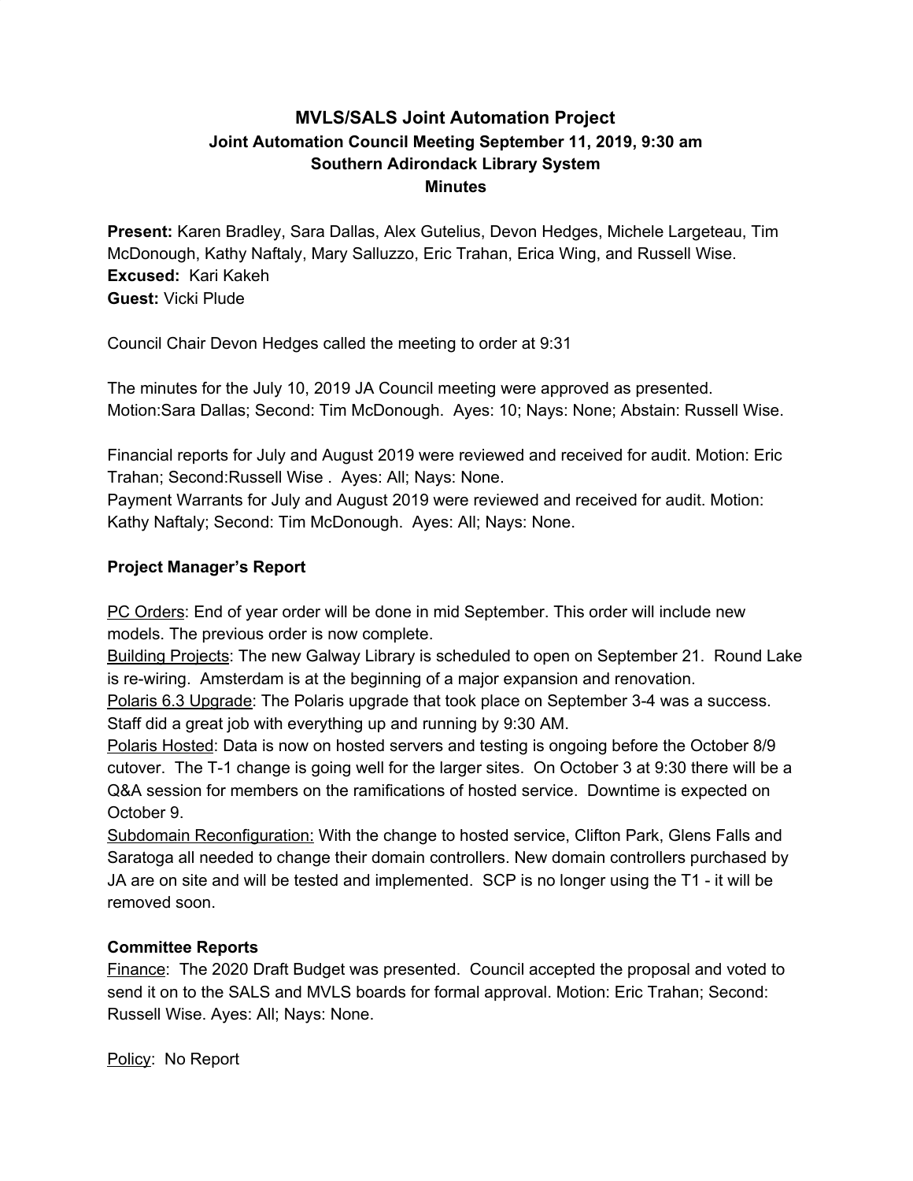# MVLS/SALS Joint Automation Project
## Joint Automation Council Meeting September 11, 2019, 9:30 am
## Southern Adirondack Library System
## Minutes

**Present:** Karen Bradley, Sara Dallas, Alex Gutelius, Devon Hedges, Michele Largeteau, Tim McDonough, Kathy Naftaly, Mary Salluzzo, Eric Trahan, Erica Wing, and Russell Wise.
**Excused:** Kari Kakeh
**Guest:** Vicki Plude

Council Chair Devon Hedges called the meeting to order at 9:31

The minutes for the July 10, 2019 JA Council meeting were approved as presented. Motion:Sara Dallas; Second: Tim McDonough. Ayes: 10; Nays: None; Abstain: Russell Wise.

Financial reports for July and August 2019 were reviewed and received for audit. Motion: Eric Trahan; Second:Russell Wise . Ayes: All; Nays: None.
Payment Warrants for July and August 2019 were reviewed and received for audit. Motion: Kathy Naftaly; Second: Tim McDonough. Ayes: All; Nays: None.

**Project Manager's Report**

PC Orders: End of year order will be done in mid September. This order will include new models. The previous order is now complete.
Building Projects: The new Galway Library is scheduled to open on September 21. Round Lake is re-wiring. Amsterdam is at the beginning of a major expansion and renovation.
Polaris 6.3 Upgrade: The Polaris upgrade that took place on September 3-4 was a success. Staff did a great job with everything up and running by 9:30 AM.
Polaris Hosted: Data is now on hosted servers and testing is ongoing before the October 8/9 cutover. The T-1 change is going well for the larger sites. On October 3 at 9:30 there will be a Q&A session for members on the ramifications of hosted service. Downtime is expected on October 9.
Subdomain Reconfiguration: With the change to hosted service, Clifton Park, Glens Falls and Saratoga all needed to change their domain controllers. New domain controllers purchased by JA are on site and will be tested and implemented. SCP is no longer using the T1 - it will be removed soon.

**Committee Reports**

Finance: The 2020 Draft Budget was presented. Council accepted the proposal and voted to send it on to the SALS and MVLS boards for formal approval. Motion: Eric Trahan; Second: Russell Wise. Ayes: All; Nays: None.

Policy: No Report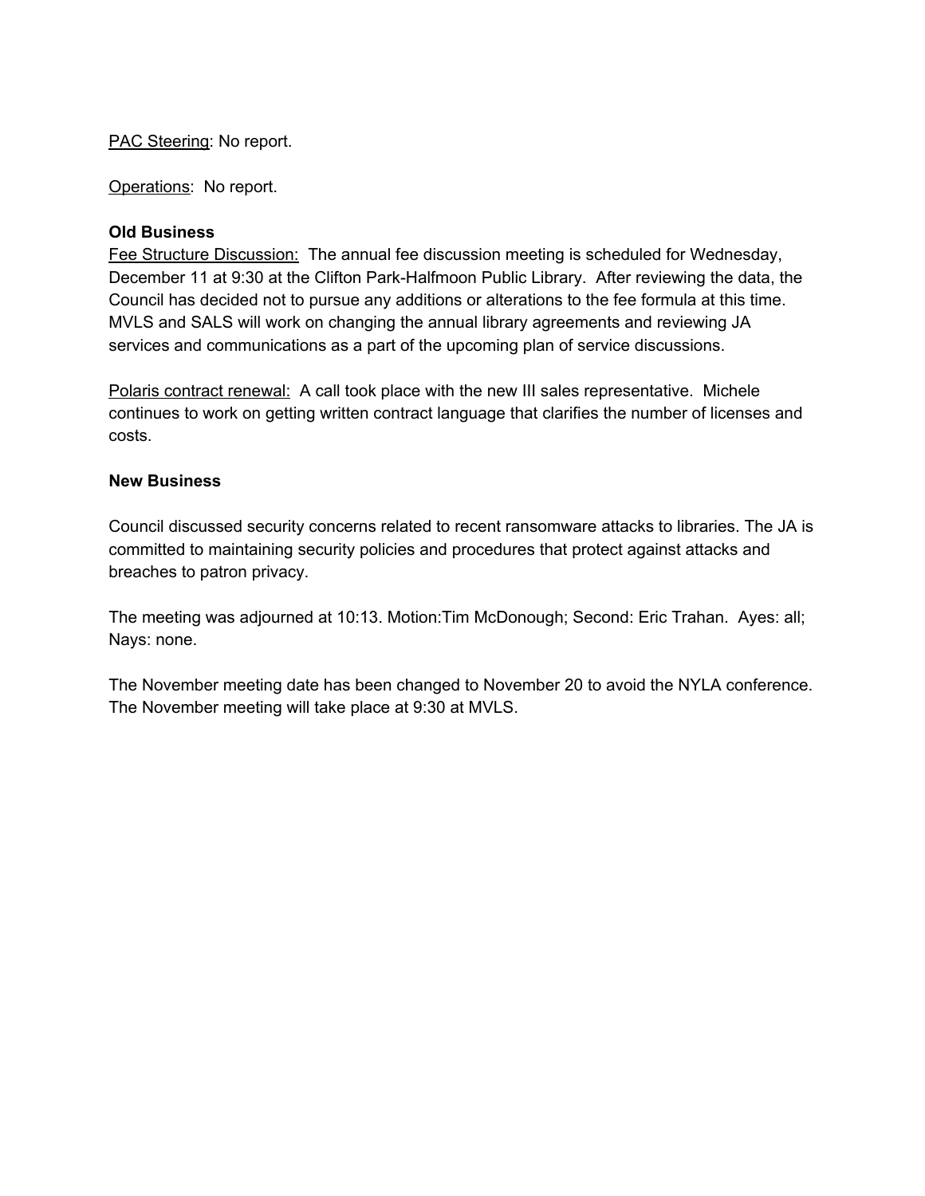<u>PAC Steering</u>: No report.

<u>Operations</u>: No report.

**Old Business**

<u>Fee Structure Discussion:</u> The annual fee discussion meeting is scheduled for Wednesday, December 11 at 9:30 at the Clifton Park-Halfmoon Public Library. After reviewing the data, the Council has decided not to pursue any additions or alterations to the fee formula at this time. MVLS and SALS will work on changing the annual library agreements and reviewing JA services and communications as a part of the upcoming plan of service discussions.

<u>Polaris contract renewal:</u> A call took place with the new III sales representative. Michele continues to work on getting written contract language that clarifies the number of licenses and costs.

**New Business**

Council discussed security concerns related to recent ransomware attacks to libraries. The JA is committed to maintaining security policies and procedures that protect against attacks and breaches to patron privacy.

The meeting was adjourned at 10:13. Motion:Tim McDonough; Second: Eric Trahan. Ayes: all; Nays: none.

The November meeting date has been changed to November 20 to avoid the NYLA conference. The November meeting will take place at 9:30 at MVLS.